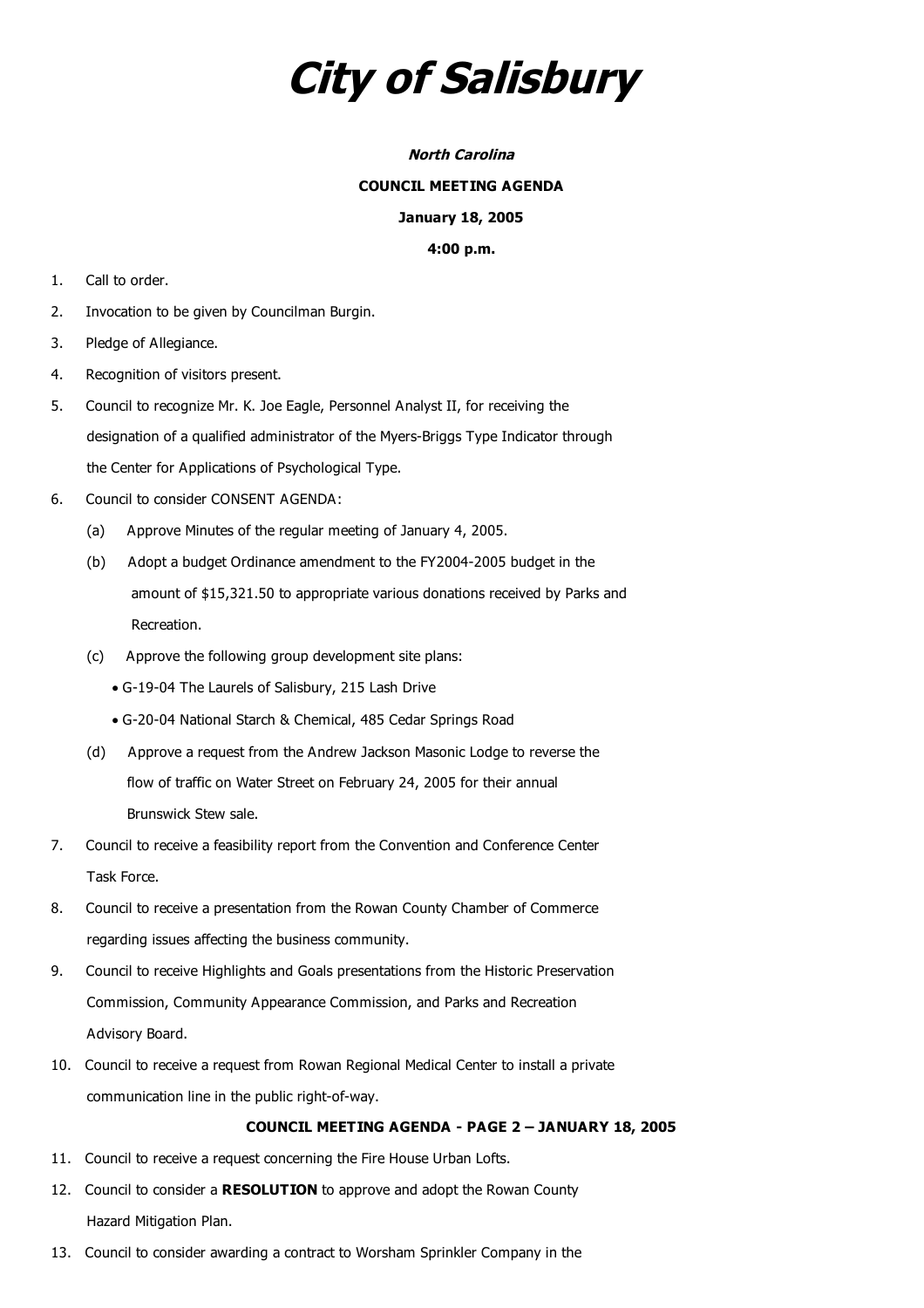# *City of Salisbury*

***North Carolina***

**COUNCIL MEETING AGENDA**

**January 18, 2005**

**4:00 p.m.**

1. Call to order.
2. Invocation to be given by Councilman Burgin.
3. Pledge of Allegiance.
4. Recognition of visitors present.
5. Council to recognize Mr. K. Joe Eagle, Personnel Analyst II, for receiving the designation of a qualified administrator of the Myers-Briggs Type Indicator through the Center for Applications of Psychological Type.
6. Council to consider CONSENT AGENDA:
   - (a) Approve Minutes of the regular meeting of January 4, 2005.
   - (b) Adopt a budget Ordinance amendment to the FY2004-2005 budget in the amount of $15,321.50 to appropriate various donations received by Parks and Recreation.
   - (c) Approve the following group development site plans:
     - G-19-04 The Laurels of Salisbury, 215 Lash Drive
     - G-20-04 National Starch & Chemical, 485 Cedar Springs Road
   - (d) Approve a request from the Andrew Jackson Masonic Lodge to reverse the flow of traffic on Water Street on February 24, 2005 for their annual Brunswick Stew sale.
7. Council to receive a feasibility report from the Convention and Conference Center Task Force.
8. Council to receive a presentation from the Rowan County Chamber of Commerce regarding issues affecting the business community.
9. Council to receive Highlights and Goals presentations from the Historic Preservation Commission, Community Appearance Commission, and Parks and Recreation Advisory Board.
10. Council to receive a request from Rowan Regional Medical Center to install a private communication line in the public right-of-way.

**COUNCIL MEETING AGENDA - PAGE 2 – JANUARY 18, 2005**

11. Council to receive a request concerning the Fire House Urban Lofts.
12. Council to consider a **RESOLUTION** to approve and adopt the Rowan County Hazard Mitigation Plan.
13. Council to consider awarding a contract to Worsham Sprinkler Company in the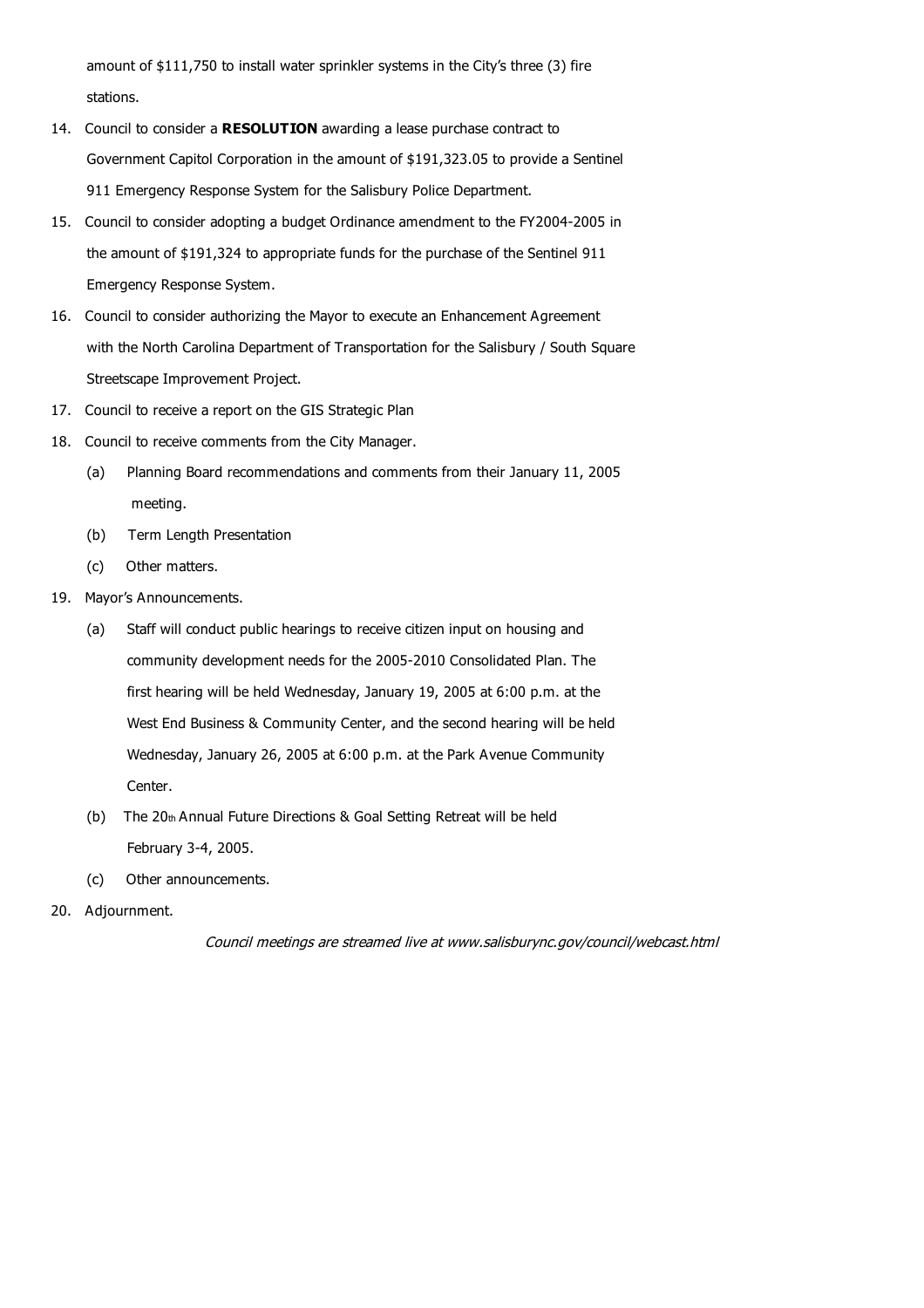amount of $111,750 to install water sprinkler systems in the City's three (3) fire stations.

14. Council to consider a **RESOLUTION** awarding a lease purchase contract to Government Capitol Corporation in the amount of $191,323.05 to provide a Sentinel 911 Emergency Response System for the Salisbury Police Department.
15. Council to consider adopting a budget Ordinance amendment to the FY2004-2005 in the amount of $191,324 to appropriate funds for the purchase of the Sentinel 911 Emergency Response System.
16. Council to consider authorizing the Mayor to execute an Enhancement Agreement with the North Carolina Department of Transportation for the Salisbury / South Square Streetscape Improvement Project.
17. Council to receive a report on the GIS Strategic Plan
18. Council to receive comments from the City Manager.
    - (a) Planning Board recommendations and comments from their January 11, 2005 meeting.
    - (b) Term Length Presentation
    - (c) Other matters.
19. Mayor's Announcements.
    - (a) Staff will conduct public hearings to receive citizen input on housing and community development needs for the 2005-2010 Consolidated Plan. The first hearing will be held Wednesday, January 19, 2005 at 6:00 p.m. at the West End Business & Community Center, and the second hearing will be held Wednesday, January 26, 2005 at 6:00 p.m. at the Park Avenue Community Center.
    - (b) The 20th Annual Future Directions & Goal Setting Retreat will be held February 3-4, 2005.
    - (c) Other announcements.
20. Adjournment.

*Council meetings are streamed live at www.salisburync.gov/council/webcast.html*